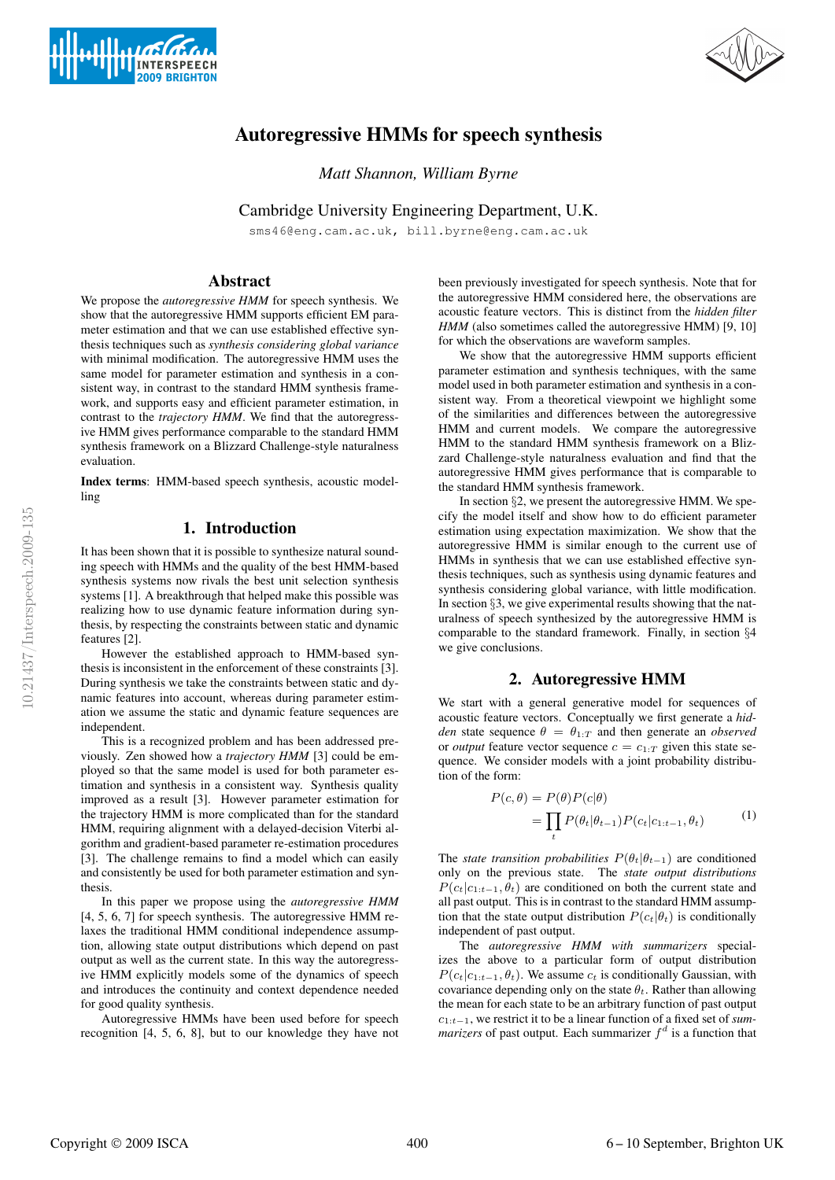# Autoregressive HMMs for speech synthesis

*Matt Shannon, William Byrne*

Cambridge University Engineering Department, U.K.

sms46@eng.cam.ac.uk, bill.byrne@eng.cam.ac.uk

## Abstract

We propose the *autoregressive HMM* for speech synthesis. We show that the autoregressive HMM supports efficient EM parameter estimation and that we can use established effective synthesis techniques such as *synthesis considering global variance* with minimal modification. The autoregressive HMM uses the same model for parameter estimation and synthesis in a consistent way, in contrast to the standard HMM synthesis framework, and supports easy and efficient parameter estimation, in contrast to the *trajectory HMM*. We find that the autoregressive HMM gives performance comparable to the standard HMM synthesis framework on a Blizzard Challenge-style naturalness evaluation.

**Index terms**: HMM-based speech synthesis, acoustic modelling

## 1. Introduction

It has been shown that it is possible to synthesize natural sounding speech with HMMs and the quality of the best HMM-based synthesis systems now rivals the best unit selection synthesis systems [1]. A breakthrough that helped make this possible was realizing how to use dynamic feature information during synthesis, by respecting the constraints between static and dynamic features [2].

However the established approach to HMM-based synthesis is inconsistent in the enforcement of these constraints [3]. During synthesis we take the constraints between static and dynamic features into account, whereas during parameter estimation we assume the static and dynamic feature sequences are independent.

This is a recognized problem and has been addressed previously. Zen showed how a *trajectory HMM* [3] could be employed so that the same model is used for both parameter estimation and synthesis in a consistent way. Synthesis quality improved as a result [3]. However parameter estimation for the trajectory HMM is more complicated than for the standard HMM, requiring alignment with a delayed-decision Viterbi algorithm and gradient-based parameter re-estimation procedures [3]. The challenge remains to find a model which can easily and consistently be used for both parameter estimation and synthesis.

In this paper we propose using the *autoregressive HMM* [4, 5, 6, 7] for speech synthesis. The autoregressive HMM relaxes the traditional HMM conditional independence assumption, allowing state output distributions which depend on past output as well as the current state. In this way the autoregressive HMM explicitly models some of the dynamics of speech and introduces the continuity and context dependence needed for good quality synthesis.

Autoregressive HMMs have been used before for speech recognition [4, 5, 6, 8], but to our knowledge they have not been previously investigated for speech synthesis. Note that for the autoregressive HMM considered here, the observations are acoustic feature vectors. This is distinct from the *hidden filter HMM* (also sometimes called the autoregressive HMM) [9, 10] for which the observations are waveform samples.

We show that the autoregressive HMM supports efficient parameter estimation and synthesis techniques, with the same model used in both parameter estimation and synthesis in a consistent way. From a theoretical viewpoint we highlight some of the similarities and differences between the autoregressive HMM and current models. We compare the autoregressive HMM to the standard HMM synthesis framework on a Blizzard Challenge-style naturalness evaluation and find that the autoregressive HMM gives performance that is comparable to the standard HMM synthesis framework.

In section §2, we present the autoregressive HMM. We specify the model itself and show how to do efficient parameter estimation using expectation maximization. We show that the autoregressive HMM is similar enough to the current use of HMMs in synthesis that we can use established effective synthesis techniques, such as synthesis using dynamic features and synthesis considering global variance, with little modification. In section §3, we give experimental results showing that the naturalness of speech synthesized by the autoregressive HMM is comparable to the standard framework. Finally, in section §4 we give conclusions.

## 2. Autoregressive HMM

We start with a general generative model for sequences of acoustic feature vectors. Conceptually we first generate a *hidden* state sequence $\theta = \theta_{1:T}$ and then generate an *observed* or *output* feature vector sequence $c = c_{1:T}$ given this state sequence. We consider models with a joint probability distribution of the form:

$$
\begin{aligned}
P(c, \theta) &= P(\theta)P(c|\theta) \\
&= \prod_t P(\theta_t|\theta_{t-1}) P(c_t|c_{1:t-1}, \theta_t)
\end{aligned}
\tag{1}
$$

The *state transition probabilities* $P(\theta_t|\theta_{t-1})$ are conditioned only on the previous state. The *state output distributions* $P(c_t|c_{1:t-1}, \theta_t)$ are conditioned on both the current state and all past output. This is in contrast to the standard HMM assumption that the state output distribution $P(c_t|\theta_t)$ is conditionally independent of past output.

The *autoregressive HMM with summarizers* specializes the above to a particular form of output distribution $P(c_t|c_{1:t-1}, \theta_t)$. We assume $c_t$ is conditionally Gaussian, with covariance depending only on the state $\theta_t$. Rather than allowing the mean for each state to be an arbitrary function of past output $c_{1:t-1}$, we restrict it to be a linear function of a fixed set of *summarizers* of past output. Each summarizer $f^d$ is a function that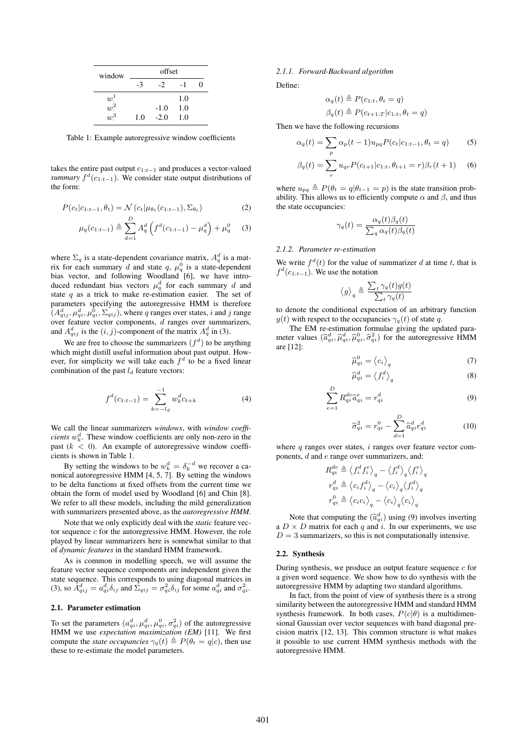| window | offset | | | |
|---|---|---|---|---|
| | -3 | -2 | -1 | 0 |
| $w^1$ | | | 1.0 | |
| $w^2$ | | -1.0 | 1.0 | |
| $w^3$ | 1.0 | -2.0 | 1.0 | |

Table 1: Example autoregressive window coefficients

takes the entire past output $c_{1:t-1}$ and produces a vector-valued *summary* $f^d(c_{1:t-1})$. We consider state output distributions of the form:

$$P(c_t|c_{1:t-1}, \theta_t) = \mathcal{N}\left(c_t|\mu_{\theta_t}(c_{1:t-1}), \Sigma_{\theta_t}\right) \tag{2}$$

$$\mu_q(c_{1:t-1}) \triangleq \sum_{d=1}^{D} A_q^d \left(f^d(c_{1:t-1}) - \mu_q^d\right) + \mu_q^0 \tag{3}$$

where $\Sigma_q$ is a state-dependent covariance matrix, $A_q^d$ is a matrix for each summary $d$ and state $q$, $\mu_q^0$ is a state-dependent bias vector, and following Woodland [6], we have introduced redundant bias vectors $\mu_q^d$ for each summary $d$ and state $q$ as a trick to make re-estimation easier. The set of parameters specifying the autoregressive HMM is therefore $(A_{qij}^d, \mu_{qi}^d, \mu_{qi}^0, \Sigma_{qij})$, where $q$ ranges over states, $i$ and $j$ range over feature vector components, $d$ ranges over summarizers, and $A_{qij}^d$ is the $(i, j)$-component of the matrix $A_q^d$ in (3).

We are free to choose the summarizers $(f^d)$ to be anything which might distill useful information about past output. However, for simplicity we will take each $f^d$ to be a fixed linear combination of the past $l_d$ feature vectors:

$$f^d(c_{1:t-1}) = \sum_{k=-l_d}^{-1} w_k^d c_{t+k} \tag{4}$$

We call the linear summarizers *windows*, with *window coefficients* $w_k^d$. These window coefficients are only non-zero in the past ($k < 0$). An example of autoregressive window coefficients is shown in Table 1.

By setting the windows to be $w_k^d = \delta_k^{-d}$ we recover a canonical autoregressive HMM [4, 5, 7]. By setting the windows to be delta functions at fixed offsets from the current time we obtain the form of model used by Woodland [6] and Chin [8]. We refer to all these models, including the mild generalization with summarizers presented above, as the *autoregressive HMM*.

Note that we only explicitly deal with the *static* feature vector sequence $c$ for the autoregressive HMM. However, the role played by linear summarizers here is somewhat similar to that of *dynamic features* in the standard HMM framework.

As is common in modelling speech, we will assume the feature vector sequence components are independent given the state sequence. This corresponds to using diagonal matrices in (3), so $A_{qij}^d = a_{qi}^d \delta_{ij}$ and $\Sigma_{qij} = \sigma_{qi}^2 \delta_{ij}$ for some $a_{qi}^d$ and $\sigma_{qi}^2$.

### 2.1. Parameter estimation

To set the parameters $(a_{qi}^d, \mu_{qi}^d, \mu_{qi}^0, \sigma_{qi}^2)$ of the autoregressive HMM we use *expectation maximization (EM)* [11]. We first compute the *state occupancies* $\gamma_q(t) \triangleq P(\theta_t = q|c)$, then use these to re-estimate the model parameters.

#### 2.1.1. Forward-Backward algorithm

Define:

$$\alpha_q(t) \triangleq P(c_{1:t}, \theta_t = q)$$

$$\beta_q(t) \triangleq P(c_{t+1:T}|c_{1:t}, \theta_t = q)$$

Then we have the following recursions

$$\alpha_q(t) = \sum_p \alpha_p(t-1) u_{pq} P(c_t|c_{1:t-1}, \theta_t = q) \tag{5}$$

$$\beta_q(t) = \sum_r u_{qr} P(c_{t+1}|c_{1:t}, \theta_{t+1} = r) \beta_r(t+1) \tag{6}$$

where $u_{pq} \triangleq P(\theta_t = q|\theta_{t-1} = p)$ is the state transition probability. This allows us to efficiently compute $\alpha$ and $\beta$, and thus the state occupancies:

$$\gamma_q(t) = \frac{\alpha_q(t)\beta_q(t)}{\sum_q \alpha_q(t)\beta_q(t)}$$

#### 2.1.2. Parameter re-estimation

We write $f^d(t)$ for the value of summarizer $d$ at time $t$, that is $f^d(c_{1:t-1})$. We use the notation

$$\left\langle g \right\rangle_q \triangleq \frac{\sum_t \gamma_q(t) g(t)}{\sum_t \gamma_q(t)}$$

to denote the conditional expectation of an arbitrary function $g(t)$ with respect to the occupancies $\gamma_q(t)$ of state $q$.

The EM re-estimation formulae giving the updated parameter values $(\widehat{a}_{qi}^d, \widehat{\mu}_{qi}^d, \widehat{\mu}_{qi}^0, \widehat{\sigma}_{qi}^2)$ for the autoregressive HMM are [12]:

$$\widehat{\mu}_{qi}^0 = \left\langle c_i \right\rangle_q \tag{7}$$

$$\widehat{\mu}_{qi}^d = \left\langle f_i^d \right\rangle_q \tag{8}$$

$$\sum_{e=1}^{D} R_{qi}^{de} \widehat{a}_{qi}^e = r_{qi}^d \tag{9}$$

$$\widehat{\sigma}_{qi}^2 = r_{qi}^0 - \sum_{d=1}^{D} \widehat{a}_{qi}^d r_{qi}^d \tag{10}$$

where $q$ ranges over states, $i$ ranges over feature vector components, $d$ and $e$ range over summarizers, and:

$$R_{qi}^{de} \triangleq \left\langle f_i^d f_i^e \right\rangle_q - \left\langle f_i^d \right\rangle_q \left\langle f_i^e \right\rangle_q$$

$$r_{qi}^d \triangleq \left\langle c_i f_i^d \right\rangle_q - \left\langle c_i \right\rangle_q \left\langle f_i^d \right\rangle_q$$

$$r_{qi}^0 \triangleq \left\langle c_i c_i \right\rangle_q - \left\langle c_i \right\rangle_q \left\langle c_i \right\rangle_q$$

Note that computing the $(\widehat{a}_{qi}^d)$ using (9) involves inverting a $D \times D$ matrix for each $q$ and $i$. In our experiments, we use $D = 3$ summarizers, so this is not computationally intensive.

### 2.2. Synthesis

During synthesis, we produce an output feature sequence $c$ for a given word sequence. We show how to do synthesis with the autoregressive HMM by adapting two standard algorithms.

In fact, from the point of view of synthesis there is a strong similarity between the autoregressive HMM and standard HMM synthesis framework. In both cases, $P(c|\theta)$ is a multidimensional Gaussian over vector sequences with band diagonal precision matrix [12, 13]. This common structure is what makes it possible to use current HMM synthesis methods with the autoregressive HMM.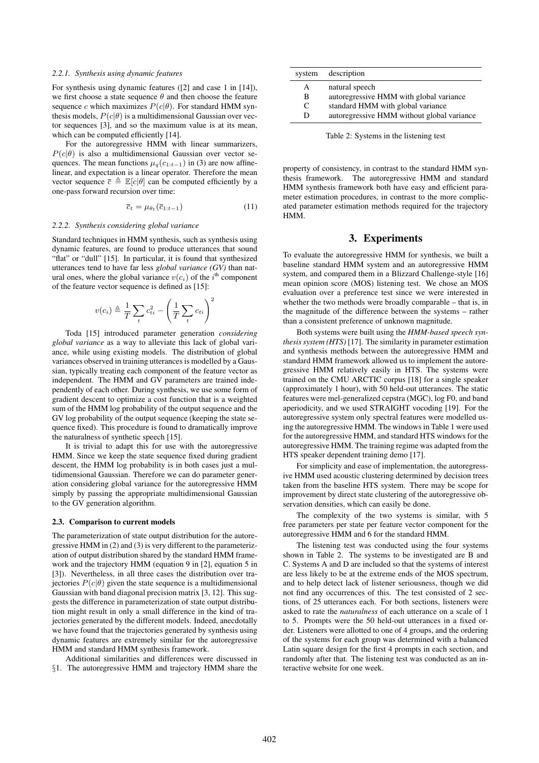#### 2.2.1. Synthesis using dynamic features

For synthesis using dynamic features ([2] and case 1 in [14]), we first choose a state sequence $\theta$ and then choose the feature sequence $c$ which maximizes $P(c|\theta)$. For standard HMM synthesis models, $P(c|\theta)$ is a multidimensional Gaussian over vector sequences [3], and so the maximum value is at its mean, which can be computed efficiently [14].

For the autoregressive HMM with linear summarizers, $P(c|\theta)$ is also a multidimensional Gaussian over vector sequences. The mean functions $\mu_q(c_{1:t-1})$ in (3) are now affine-linear, and expectation is a linear operator. Therefore the mean vector sequence $\bar{c} \triangleq \mathbb{E}[c|\theta]$ can be computed efficiently by a one-pass forward recursion over time:

$$\bar{c}_t = \mu_{\theta_t}(\bar{c}_{1:t-1}) \tag{11}$$

#### 2.2.2. Synthesis considering global variance

Standard techniques in HMM synthesis, such as synthesis using dynamic features, are found to produce utterances that sound "flat" or "dull" [15]. In particular, it is found that synthesized utterances tend to have far less *global variance (GV)* than natural ones, where the global variance $v(c_i)$ of the $i^{\text{th}}$ component of the feature vector sequence is defined as [15]:

$$v(c_i) \triangleq \frac{1}{T}\sum_t c_{ti}^2 - \left(\frac{1}{T}\sum_t c_{ti}\right)^2$$

Toda [15] introduced parameter generation *considering global variance* as a way to alleviate this lack of global variance, while using existing models. The distribution of global variances observed in training utterances is modelled by a Gaussian, typically treating each component of the feature vector as independent. The HMM and GV parameters are trained independently of each other. During synthesis, we use some form of gradient descent to optimize a cost function that is a weighted sum of the HMM log probability of the output sequence and the GV log probability of the output sequence (keeping the state sequence fixed). This procedure is found to dramatically improve the naturalness of synthetic speech [15].

It is trivial to adapt this for use with the autoregressive HMM. Since we keep the state sequence fixed during gradient descent, the HMM log probability is in both cases just a multidimensional Gaussian. Therefore we can do parameter generation considering global variance for the autoregressive HMM simply by passing the appropriate multidimensional Gaussian to the GV generation algorithm.

### 2.3. Comparison to current models

The parameterization of state output distribution for the autoregressive HMM in (2) and (3) is very different to the parameterization of output distribution shared by the standard HMM framework and the trajectory HMM (equation 9 in [2], equation 5 in [3]). Nevertheless, in all three cases the distribution over trajectories $P(c|\theta)$ given the state sequence is a multidimensional Gaussian with band diagonal precision matrix [3, 12]. This suggests the difference in parameterization of state output distribution might result in only a small difference in the kind of trajectories generated by the different models. Indeed, anecdotally we have found that the trajectories generated by synthesis using dynamic features are extremely similar for the autoregressive HMM and standard HMM synthesis framework.

Additional similarities and differences were discussed in §1. The autoregressive HMM and trajectory HMM share the property of consistency, in contrast to the standard HMM synthesis framework. The autoregressive HMM and standard HMM synthesis framework both have easy and efficient parameter estimation procedures, in contrast to the more complicated parameter estimation methods required for the trajectory HMM.

| system | description |
|---|---|
| A | natural speech |
| B | autoregressive HMM with global variance |
| C | standard HMM with global variance |
| D | autoregressive HMM without global variance |

Table 2: Systems in the listening test

## 3. Experiments

To evaluate the autoregressive HMM for synthesis, we built a baseline standard HMM system and an autoregressive HMM system, and compared them in a Blizzard Challenge-style [16] mean opinion score (MOS) listening test. We chose an MOS evaluation over a preference test since we were interested in whether the two methods were broadly comparable – that is, in the magnitude of the difference between the systems – rather than a consistent preference of unknown magnitude.

Both systems were built using the *HMM-based speech synthesis system (HTS)* [17]. The similarity in parameter estimation and synthesis methods between the autoregressive HMM and standard HMM framework allowed us to implement the autoregressive HMM relatively easily in HTS. The systems were trained on the CMU ARCTIC corpus [18] for a single speaker (approximately 1 hour), with 50 held-out utterances. The static features were mel-generalized cepstra (MGC), log F0, and band aperiodicity, and we used STRAIGHT vocoding [19]. For the autoregressive system only spectral features were modelled using the autoregressive HMM. The windows in Table 1 were used for the autoregressive HMM, and standard HTS windows for the autoregressive HMM. The training regime was adapted from the HTS speaker dependent training demo [17].

For simplicity and ease of implementation, the autoregressive HMM used acoustic clustering determined by decision trees taken from the baseline HTS system. There may be scope for improvement by direct state clustering of the autoregressive observation densities, which can easily be done.

The complexity of the two systems is similar, with 5 free parameters per state per feature vector component for the autoregressive HMM and 6 for the standard HMM.

The listening test was conducted using the four systems shown in Table 2. The systems to be investigated are B and C. Systems A and D are included so that the systems of interest are less likely to be at the extreme ends of the MOS spectrum, and to help detect lack of listener seriousness, though we did not find any occurrences of this. The test consisted of 2 sections, of 25 utterances each. For both sections, listeners were asked to rate the *naturalness* of each utterance on a scale of 1 to 5. Prompts were the 50 held-out utterances in a fixed order. Listeners were allotted to one of 4 groups, and the ordering of the systems for each group was determined with a balanced Latin square design for the first 4 prompts in each section, and randomly after that. The listening test was conducted as an interactive website for one week.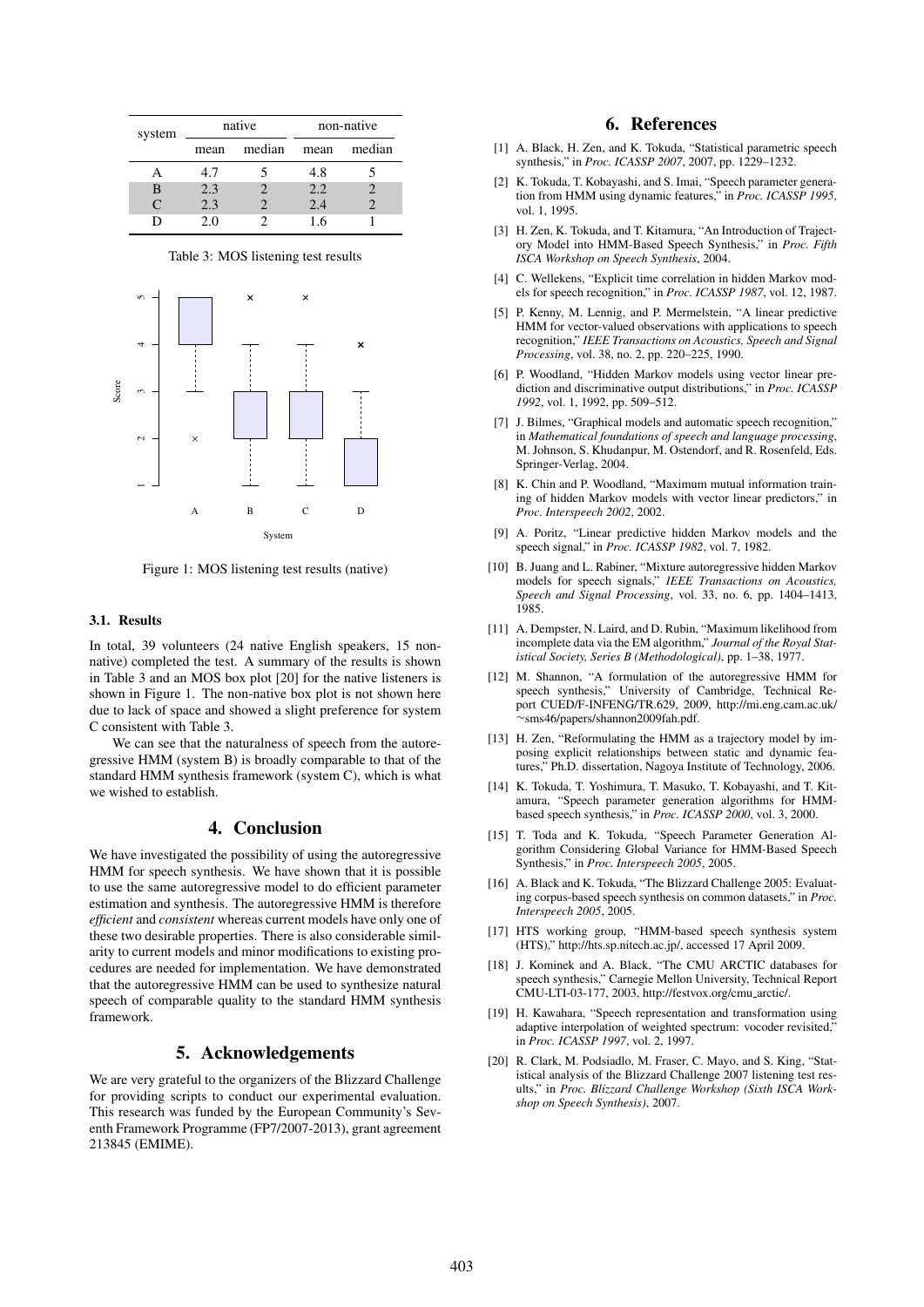| system | native | | non-native | |
|---|---|---|---|---|
| | mean | median | mean | median |
| A | 4.7 | 5 | 4.8 | 5 |
| B | 2.3 | 2 | 2.2 | 2 |
| C | 2.3 | 2 | 2.4 | 2 |
| D | 2.0 | 2 | 1.6 | 1 |

Table 3: MOS listening test results

Score
1
2
3
4
5
A
B
C
D
System

Figure 1: MOS listening test results (native)

### 3.1. Results

In total, 39 volunteers (24 native English speakers, 15 non-native) completed the test. A summary of the results is shown in Table 3 and an MOS box plot [20] for the native listeners is shown in Figure 1. The non-native box plot is not shown here due to lack of space and showed a slight preference for system C consistent with Table 3.

We can see that the naturalness of speech from the autoregressive HMM (system B) is broadly comparable to that of the standard HMM synthesis framework (system C), which is what we wished to establish.

## 4. Conclusion

We have investigated the possibility of using the autoregressive HMM for speech synthesis. We have shown that it is possible to use the same autoregressive model to do efficient parameter estimation and synthesis. The autoregressive HMM is therefore *efficient* and *consistent* whereas current models have only one of these two desirable properties. There is also considerable similarity to current models and minor modifications to existing procedures are needed for implementation. We have demonstrated that the autoregressive HMM can be used to synthesize natural speech of comparable quality to the standard HMM synthesis framework.

## 5. Acknowledgements

We are very grateful to the organizers of the Blizzard Challenge for providing scripts to conduct our experimental evaluation. This research was funded by the European Community's Seventh Framework Programme (FP7/2007-2013), grant agreement 213845 (EMIME).

## 6. References

[1] A. Black, H. Zen, and K. Tokuda, "Statistical parametric speech synthesis," in *Proc. ICASSP 2007*, 2007, pp. 1229–1232.

[2] K. Tokuda, T. Kobayashi, and S. Imai, "Speech parameter generation from HMM using dynamic features," in *Proc. ICASSP 1995*, vol. 1, 1995.

[3] H. Zen, K. Tokuda, and T. Kitamura, "An Introduction of Trajectory Model into HMM-Based Speech Synthesis," in *Proc. Fifth ISCA Workshop on Speech Synthesis*, 2004.

[4] C. Wellekens, "Explicit time correlation in hidden Markov models for speech recognition," in *Proc. ICASSP 1987*, vol. 12, 1987.

[5] P. Kenny, M. Lennig, and P. Mermelstein, "A linear predictive HMM for vector-valued observations with applications to speech recognition," *IEEE Transactions on Acoustics, Speech and Signal Processing*, vol. 38, no. 2, pp. 220–225, 1990.

[6] P. Woodland, "Hidden Markov models using vector linear prediction and discriminative output distributions," in *Proc. ICASSP 1992*, vol. 1, 1992, pp. 509–512.

[7] J. Bilmes, "Graphical models and automatic speech recognition," in *Mathematical foundations of speech and language processing*, M. Johnson, S. Khudanpur, M. Ostendorf, and R. Rosenfeld, Eds. Springer-Verlag, 2004.

[8] K. Chin and P. Woodland, "Maximum mutual information training of hidden Markov models with vector linear predictors," in *Proc. Interspeech 2002*, 2002.

[9] A. Poritz, "Linear predictive hidden Markov models and the speech signal," in *Proc. ICASSP 1982*, vol. 7, 1982.

[10] B. Juang and L. Rabiner, "Mixture autoregressive hidden Markov models for speech signals," *IEEE Transactions on Acoustics, Speech and Signal Processing*, vol. 33, no. 6, pp. 1404–1413, 1985.

[11] A. Dempster, N. Laird, and D. Rubin, "Maximum likelihood from incomplete data via the EM algorithm," *Journal of the Royal Statistical Society, Series B (Methodological)*, pp. 1–38, 1977.

[12] M. Shannon, "A formulation of the autoregressive HMM for speech synthesis," University of Cambridge, Technical Report CUED/F-INFENG/TR.629, 2009, http://mi.eng.cam.ac.uk/~sms46/papers/shannon2009fah.pdf.

[13] H. Zen, "Reformulating the HMM as a trajectory model by imposing explicit relationships between static and dynamic features," Ph.D. dissertation, Nagoya Institute of Technology, 2006.

[14] K. Tokuda, T. Yoshimura, T. Masuko, T. Kobayashi, and T. Kitamura, "Speech parameter generation algorithms for HMM-based speech synthesis," in *Proc. ICASSP 2000*, vol. 3, 2000.

[15] T. Toda and K. Tokuda, "Speech Parameter Generation Algorithm Considering Global Variance for HMM-Based Speech Synthesis," in *Proc. Interspeech 2005*, 2005.

[16] A. Black and K. Tokuda, "The Blizzard Challenge 2005: Evaluating corpus-based speech synthesis on common datasets," in *Proc. Interspeech 2005*, 2005.

[17] HTS working group, "HMM-based speech synthesis system (HTS)," http://hts.sp.nitech.ac.jp/, accessed 17 April 2009.

[18] J. Kominek and A. Black, "The CMU ARCTIC databases for speech synthesis," Carnegie Mellon University, Technical Report CMU-LTI-03-177, 2003, http://festvox.org/cmu_arctic/.

[19] H. Kawahara, "Speech representation and transformation using adaptive interpolation of weighted spectrum: vocoder revisited," in *Proc. ICASSP 1997*, vol. 2, 1997.

[20] R. Clark, M. Podsiadlo, M. Fraser, C. Mayo, and S. King, "Statistical analysis of the Blizzard Challenge 2007 listening test results," in *Proc. Blizzard Challenge Workshop (Sixth ISCA Workshop on Speech Synthesis)*, 2007.